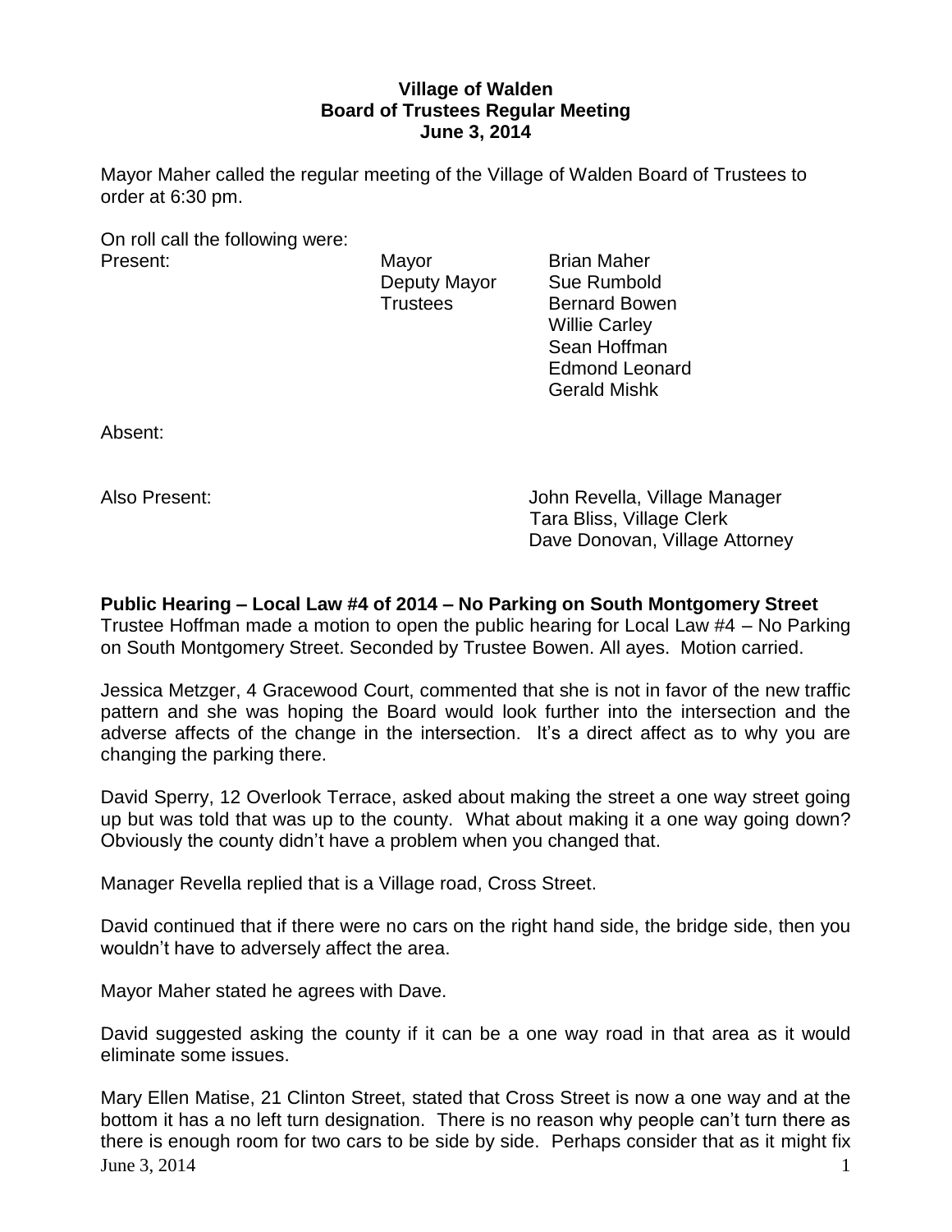**Village of Walden**
**Board of Trustees Regular Meeting**
**June 3, 2014**

Mayor Maher called the regular meeting of the Village of Walden Board of Trustees to order at 6:30 pm.

On roll call the following were:

| Present: | Mayor | Brian Maher |
|---|---|---|
| | Deputy Mayor | Sue Rumbold |
| | Trustees | Bernard Bowen |
| | | Willie Carley |
| | | Sean Hoffman |
| | | Edmond Leonard |
| | | Gerald Mishk |

Absent:

Also Present: John Revella, Village Manager
Tara Bliss, Village Clerk
Dave Donovan, Village Attorney

**Public Hearing – Local Law #4 of 2014 – No Parking on South Montgomery Street**
Trustee Hoffman made a motion to open the public hearing for Local Law #4 – No Parking on South Montgomery Street. Seconded by Trustee Bowen. All ayes. Motion carried.

Jessica Metzger, 4 Gracewood Court, commented that she is not in favor of the new traffic pattern and she was hoping the Board would look further into the intersection and the adverse affects of the change in the intersection. It's a direct affect as to why you are changing the parking there.

David Sperry, 12 Overlook Terrace, asked about making the street a one way street going up but was told that was up to the county. What about making it a one way going down? Obviously the county didn't have a problem when you changed that.

Manager Revella replied that is a Village road, Cross Street.

David continued that if there were no cars on the right hand side, the bridge side, then you wouldn't have to adversely affect the area.

Mayor Maher stated he agrees with Dave.

David suggested asking the county if it can be a one way road in that area as it would eliminate some issues.

Mary Ellen Matise, 21 Clinton Street, stated that Cross Street is now a one way and at the bottom it has a no left turn designation. There is no reason why people can't turn there as there is enough room for two cars to be side by side. Perhaps consider that as it might fix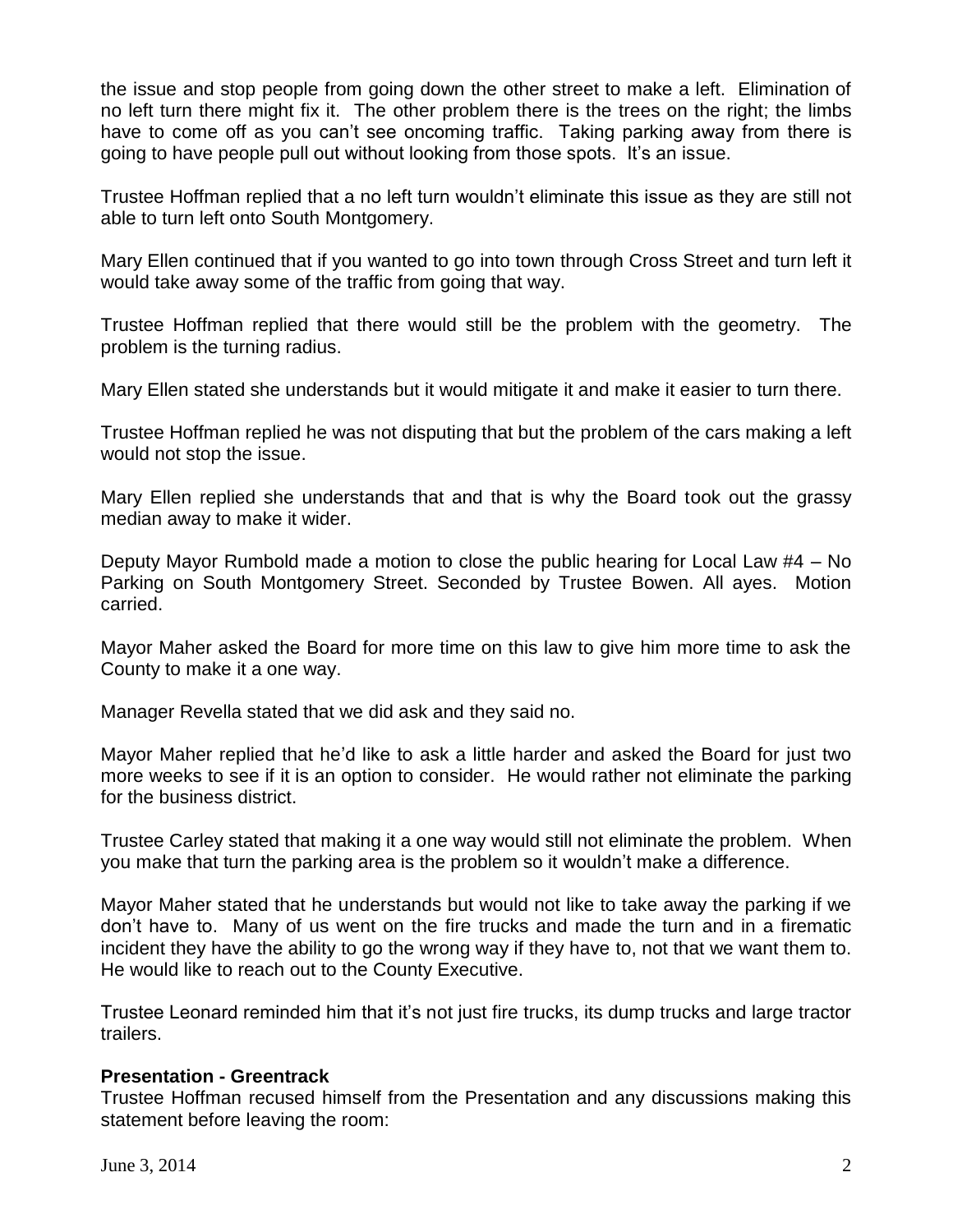the issue and stop people from going down the other street to make a left. Elimination of no left turn there might fix it. The other problem there is the trees on the right; the limbs have to come off as you can't see oncoming traffic. Taking parking away from there is going to have people pull out without looking from those spots. It's an issue.

Trustee Hoffman replied that a no left turn wouldn't eliminate this issue as they are still not able to turn left onto South Montgomery.

Mary Ellen continued that if you wanted to go into town through Cross Street and turn left it would take away some of the traffic from going that way.

Trustee Hoffman replied that there would still be the problem with the geometry. The problem is the turning radius.

Mary Ellen stated she understands but it would mitigate it and make it easier to turn there.

Trustee Hoffman replied he was not disputing that but the problem of the cars making a left would not stop the issue.

Mary Ellen replied she understands that and that is why the Board took out the grassy median away to make it wider.

Deputy Mayor Rumbold made a motion to close the public hearing for Local Law #4 – No Parking on South Montgomery Street. Seconded by Trustee Bowen. All ayes. Motion carried.

Mayor Maher asked the Board for more time on this law to give him more time to ask the County to make it a one way.

Manager Revella stated that we did ask and they said no.

Mayor Maher replied that he'd like to ask a little harder and asked the Board for just two more weeks to see if it is an option to consider. He would rather not eliminate the parking for the business district.

Trustee Carley stated that making it a one way would still not eliminate the problem. When you make that turn the parking area is the problem so it wouldn't make a difference.

Mayor Maher stated that he understands but would not like to take away the parking if we don't have to. Many of us went on the fire trucks and made the turn and in a firematic incident they have the ability to go the wrong way if they have to, not that we want them to. He would like to reach out to the County Executive.

Trustee Leonard reminded him that it's not just fire trucks, its dump trucks and large tractor trailers.

**Presentation - Greentrack**

Trustee Hoffman recused himself from the Presentation and any discussions making this statement before leaving the room: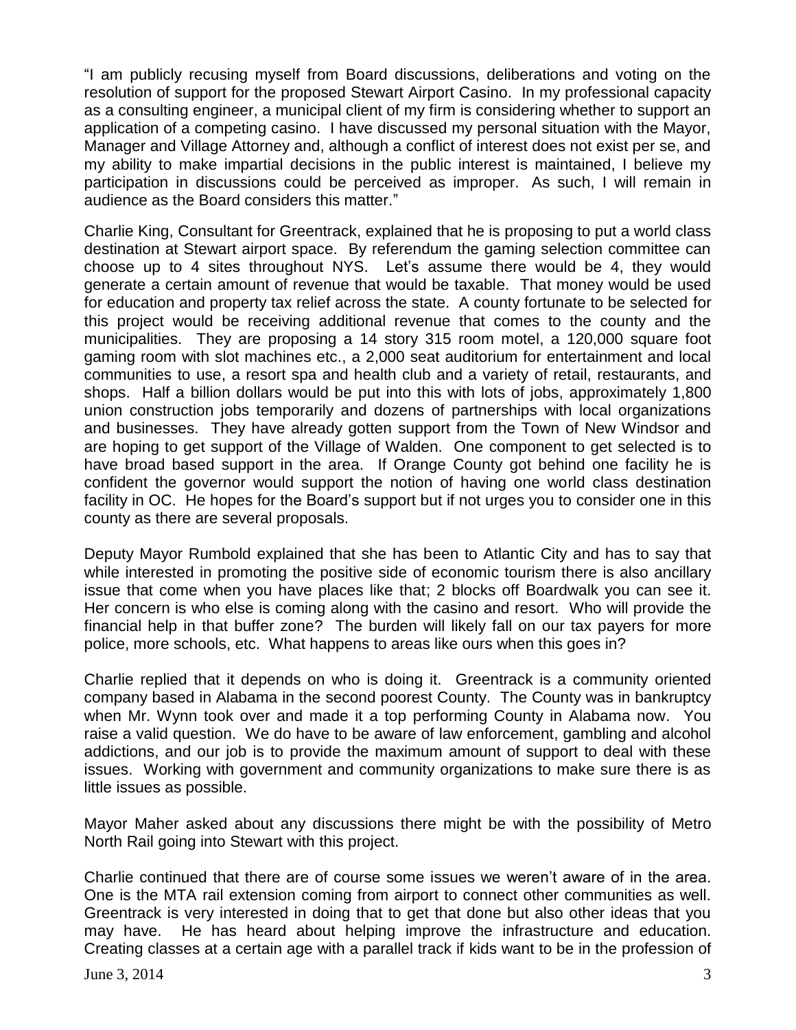"I am publicly recusing myself from Board discussions, deliberations and voting on the resolution of support for the proposed Stewart Airport Casino. In my professional capacity as a consulting engineer, a municipal client of my firm is considering whether to support an application of a competing casino. I have discussed my personal situation with the Mayor, Manager and Village Attorney and, although a conflict of interest does not exist per se, and my ability to make impartial decisions in the public interest is maintained, I believe my participation in discussions could be perceived as improper. As such, I will remain in audience as the Board considers this matter."

Charlie King, Consultant for Greentrack, explained that he is proposing to put a world class destination at Stewart airport space. By referendum the gaming selection committee can choose up to 4 sites throughout NYS. Let's assume there would be 4, they would generate a certain amount of revenue that would be taxable. That money would be used for education and property tax relief across the state. A county fortunate to be selected for this project would be receiving additional revenue that comes to the county and the municipalities. They are proposing a 14 story 315 room motel, a 120,000 square foot gaming room with slot machines etc., a 2,000 seat auditorium for entertainment and local communities to use, a resort spa and health club and a variety of retail, restaurants, and shops. Half a billion dollars would be put into this with lots of jobs, approximately 1,800 union construction jobs temporarily and dozens of partnerships with local organizations and businesses. They have already gotten support from the Town of New Windsor and are hoping to get support of the Village of Walden. One component to get selected is to have broad based support in the area. If Orange County got behind one facility he is confident the governor would support the notion of having one world class destination facility in OC. He hopes for the Board's support but if not urges you to consider one in this county as there are several proposals.

Deputy Mayor Rumbold explained that she has been to Atlantic City and has to say that while interested in promoting the positive side of economic tourism there is also ancillary issue that come when you have places like that; 2 blocks off Boardwalk you can see it. Her concern is who else is coming along with the casino and resort. Who will provide the financial help in that buffer zone? The burden will likely fall on our tax payers for more police, more schools, etc. What happens to areas like ours when this goes in?

Charlie replied that it depends on who is doing it. Greentrack is a community oriented company based in Alabama in the second poorest County. The County was in bankruptcy when Mr. Wynn took over and made it a top performing County in Alabama now. You raise a valid question. We do have to be aware of law enforcement, gambling and alcohol addictions, and our job is to provide the maximum amount of support to deal with these issues. Working with government and community organizations to make sure there is as little issues as possible.

Mayor Maher asked about any discussions there might be with the possibility of Metro North Rail going into Stewart with this project.

Charlie continued that there are of course some issues we weren't aware of in the area. One is the MTA rail extension coming from airport to connect other communities as well. Greentrack is very interested in doing that to get that done but also other ideas that you may have. He has heard about helping improve the infrastructure and education. Creating classes at a certain age with a parallel track if kids want to be in the profession of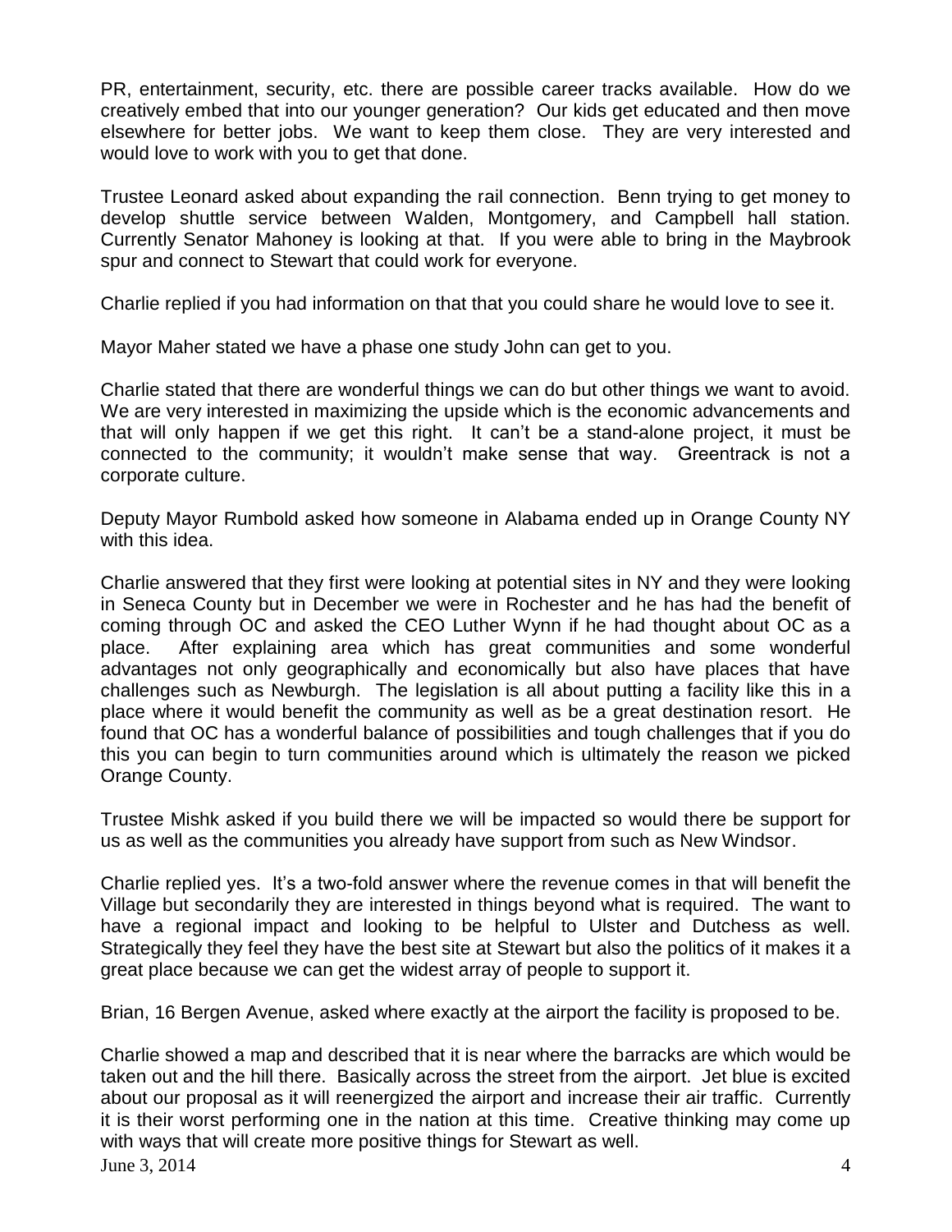PR, entertainment, security, etc. there are possible career tracks available. How do we creatively embed that into our younger generation? Our kids get educated and then move elsewhere for better jobs. We want to keep them close. They are very interested and would love to work with you to get that done.

Trustee Leonard asked about expanding the rail connection. Benn trying to get money to develop shuttle service between Walden, Montgomery, and Campbell hall station. Currently Senator Mahoney is looking at that. If you were able to bring in the Maybrook spur and connect to Stewart that could work for everyone.

Charlie replied if you had information on that that you could share he would love to see it.

Mayor Maher stated we have a phase one study John can get to you.

Charlie stated that there are wonderful things we can do but other things we want to avoid. We are very interested in maximizing the upside which is the economic advancements and that will only happen if we get this right. It can't be a stand-alone project, it must be connected to the community; it wouldn't make sense that way. Greentrack is not a corporate culture.

Deputy Mayor Rumbold asked how someone in Alabama ended up in Orange County NY with this idea.

Charlie answered that they first were looking at potential sites in NY and they were looking in Seneca County but in December we were in Rochester and he has had the benefit of coming through OC and asked the CEO Luther Wynn if he had thought about OC as a place. After explaining area which has great communities and some wonderful advantages not only geographically and economically but also have places that have challenges such as Newburgh. The legislation is all about putting a facility like this in a place where it would benefit the community as well as be a great destination resort. He found that OC has a wonderful balance of possibilities and tough challenges that if you do this you can begin to turn communities around which is ultimately the reason we picked Orange County.

Trustee Mishk asked if you build there we will be impacted so would there be support for us as well as the communities you already have support from such as New Windsor.

Charlie replied yes. It's a two-fold answer where the revenue comes in that will benefit the Village but secondarily they are interested in things beyond what is required. The want to have a regional impact and looking to be helpful to Ulster and Dutchess as well. Strategically they feel they have the best site at Stewart but also the politics of it makes it a great place because we can get the widest array of people to support it.

Brian, 16 Bergen Avenue, asked where exactly at the airport the facility is proposed to be.

Charlie showed a map and described that it is near where the barracks are which would be taken out and the hill there. Basically across the street from the airport. Jet blue is excited about our proposal as it will reenergized the airport and increase their air traffic. Currently it is their worst performing one in the nation at this time. Creative thinking may come up with ways that will create more positive things for Stewart as well.

June 3, 2014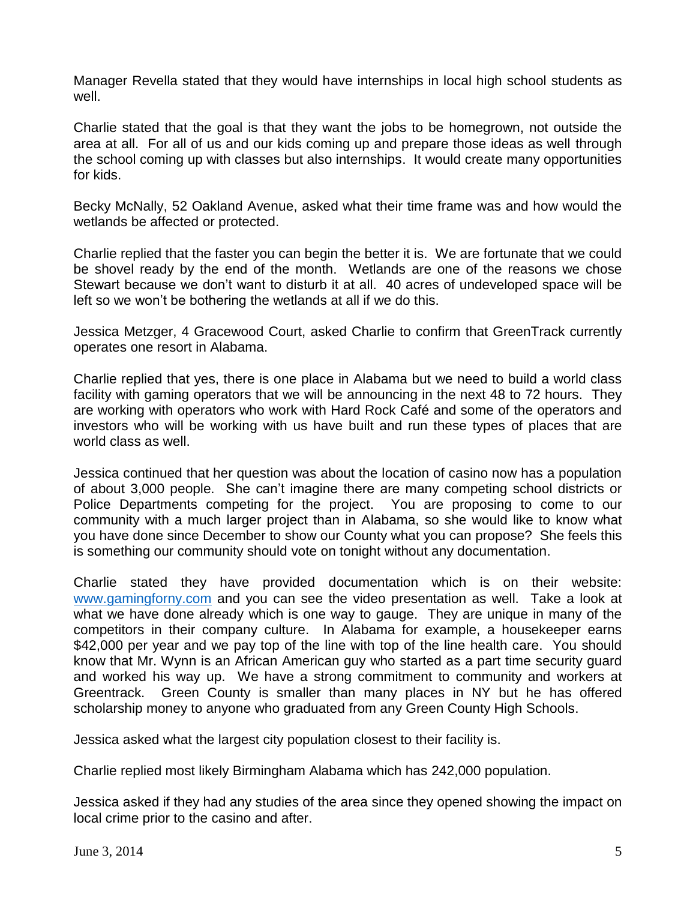Manager Revella stated that they would have internships in local high school students as well.

Charlie stated that the goal is that they want the jobs to be homegrown, not outside the area at all. For all of us and our kids coming up and prepare those ideas as well through the school coming up with classes but also internships. It would create many opportunities for kids.

Becky McNally, 52 Oakland Avenue, asked what their time frame was and how would the wetlands be affected or protected.

Charlie replied that the faster you can begin the better it is. We are fortunate that we could be shovel ready by the end of the month. Wetlands are one of the reasons we chose Stewart because we don't want to disturb it at all. 40 acres of undeveloped space will be left so we won't be bothering the wetlands at all if we do this.

Jessica Metzger, 4 Gracewood Court, asked Charlie to confirm that GreenTrack currently operates one resort in Alabama.

Charlie replied that yes, there is one place in Alabama but we need to build a world class facility with gaming operators that we will be announcing in the next 48 to 72 hours. They are working with operators who work with Hard Rock Café and some of the operators and investors who will be working with us have built and run these types of places that are world class as well.

Jessica continued that her question was about the location of casino now has a population of about 3,000 people. She can't imagine there are many competing school districts or Police Departments competing for the project. You are proposing to come to our community with a much larger project than in Alabama, so she would like to know what you have done since December to show our County what you can propose? She feels this is something our community should vote on tonight without any documentation.

Charlie stated they have provided documentation which is on their website: [www.gamingforny.com](http://www.gamingforny.com) and you can see the video presentation as well. Take a look at what we have done already which is one way to gauge. They are unique in many of the competitors in their company culture. In Alabama for example, a housekeeper earns $42,000 per year and we pay top of the line with top of the line health care. You should know that Mr. Wynn is an African American guy who started as a part time security guard and worked his way up. We have a strong commitment to community and workers at Greentrack. Green County is smaller than many places in NY but he has offered scholarship money to anyone who graduated from any Green County High Schools.

Jessica asked what the largest city population closest to their facility is.

Charlie replied most likely Birmingham Alabama which has 242,000 population.

Jessica asked if they had any studies of the area since they opened showing the impact on local crime prior to the casino and after.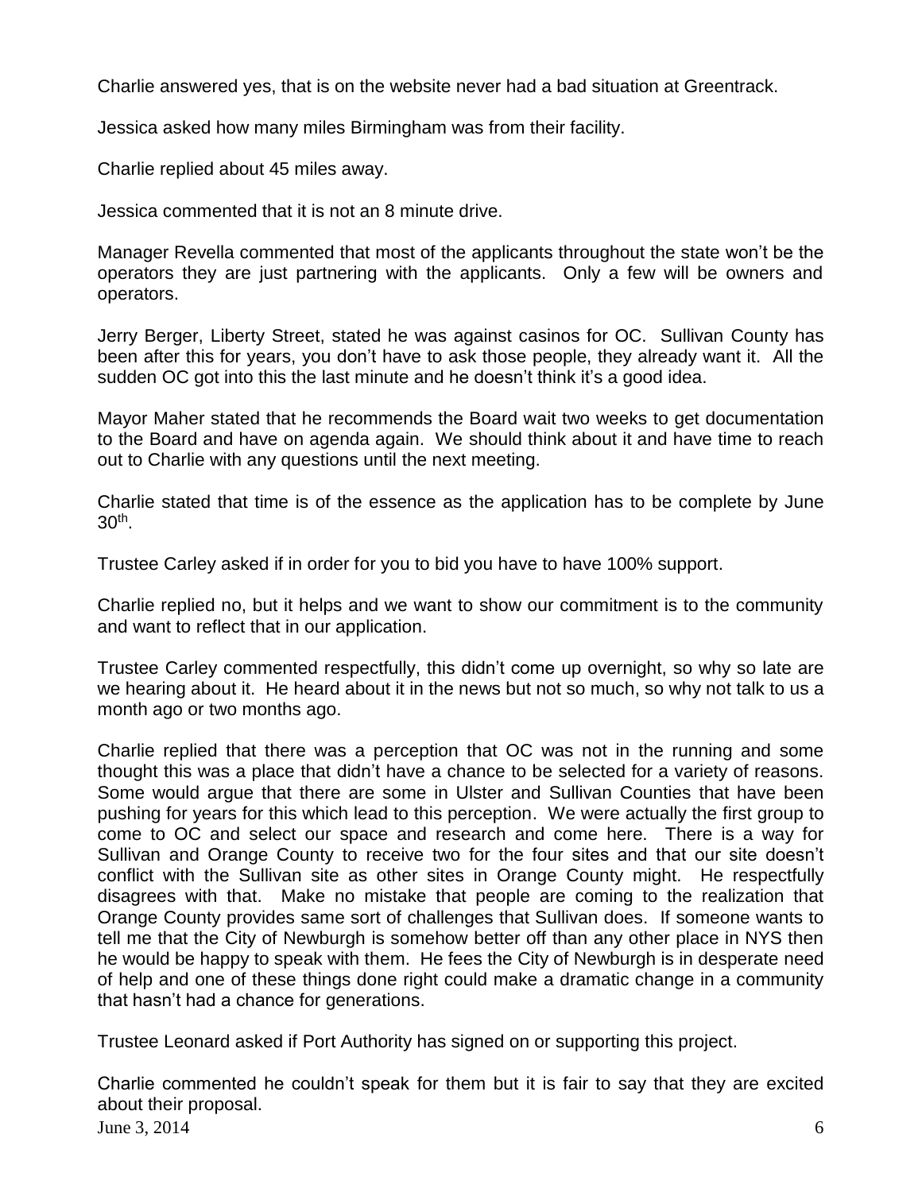Charlie answered yes, that is on the website never had a bad situation at Greentrack.

Jessica asked how many miles Birmingham was from their facility.

Charlie replied about 45 miles away.

Jessica commented that it is not an 8 minute drive.

Manager Revella commented that most of the applicants throughout the state won't be the operators they are just partnering with the applicants. Only a few will be owners and operators.

Jerry Berger, Liberty Street, stated he was against casinos for OC. Sullivan County has been after this for years, you don't have to ask those people, they already want it. All the sudden OC got into this the last minute and he doesn't think it's a good idea.

Mayor Maher stated that he recommends the Board wait two weeks to get documentation to the Board and have on agenda again. We should think about it and have time to reach out to Charlie with any questions until the next meeting.

Charlie stated that time is of the essence as the application has to be complete by June 30th.

Trustee Carley asked if in order for you to bid you have to have 100% support.

Charlie replied no, but it helps and we want to show our commitment is to the community and want to reflect that in our application.

Trustee Carley commented respectfully, this didn't come up overnight, so why so late are we hearing about it. He heard about it in the news but not so much, so why not talk to us a month ago or two months ago.

Charlie replied that there was a perception that OC was not in the running and some thought this was a place that didn't have a chance to be selected for a variety of reasons. Some would argue that there are some in Ulster and Sullivan Counties that have been pushing for years for this which lead to this perception. We were actually the first group to come to OC and select our space and research and come here. There is a way for Sullivan and Orange County to receive two for the four sites and that our site doesn't conflict with the Sullivan site as other sites in Orange County might. He respectfully disagrees with that. Make no mistake that people are coming to the realization that Orange County provides same sort of challenges that Sullivan does. If someone wants to tell me that the City of Newburgh is somehow better off than any other place in NYS then he would be happy to speak with them. He fees the City of Newburgh is in desperate need of help and one of these things done right could make a dramatic change in a community that hasn't had a chance for generations.

Trustee Leonard asked if Port Authority has signed on or supporting this project.

Charlie commented he couldn't speak for them but it is fair to say that they are excited about their proposal.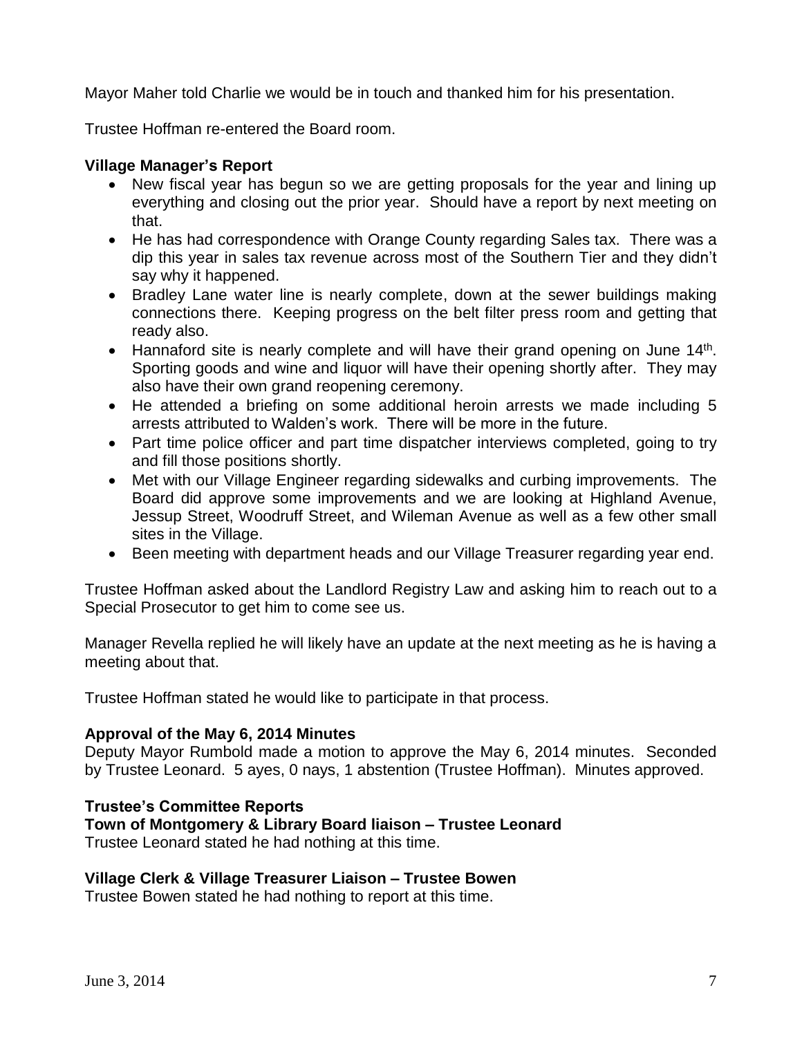Mayor Maher told Charlie we would be in touch and thanked him for his presentation.

Trustee Hoffman re-entered the Board room.

**Village Manager's Report**

- New fiscal year has begun so we are getting proposals for the year and lining up everything and closing out the prior year. Should have a report by next meeting on that.
- He has had correspondence with Orange County regarding Sales tax. There was a dip this year in sales tax revenue across most of the Southern Tier and they didn't say why it happened.
- Bradley Lane water line is nearly complete, down at the sewer buildings making connections there. Keeping progress on the belt filter press room and getting that ready also.
- Hannaford site is nearly complete and will have their grand opening on June 14th. Sporting goods and wine and liquor will have their opening shortly after. They may also have their own grand reopening ceremony.
- He attended a briefing on some additional heroin arrests we made including 5 arrests attributed to Walden's work. There will be more in the future.
- Part time police officer and part time dispatcher interviews completed, going to try and fill those positions shortly.
- Met with our Village Engineer regarding sidewalks and curbing improvements. The Board did approve some improvements and we are looking at Highland Avenue, Jessup Street, Woodruff Street, and Wileman Avenue as well as a few other small sites in the Village.
- Been meeting with department heads and our Village Treasurer regarding year end.

Trustee Hoffman asked about the Landlord Registry Law and asking him to reach out to a Special Prosecutor to get him to come see us.

Manager Revella replied he will likely have an update at the next meeting as he is having a meeting about that.

Trustee Hoffman stated he would like to participate in that process.

**Approval of the May 6, 2014 Minutes**

Deputy Mayor Rumbold made a motion to approve the May 6, 2014 minutes. Seconded by Trustee Leonard. 5 ayes, 0 nays, 1 abstention (Trustee Hoffman). Minutes approved.

**Trustee's Committee Reports**

**Town of Montgomery & Library Board liaison – Trustee Leonard**

Trustee Leonard stated he had nothing at this time.

**Village Clerk & Village Treasurer Liaison – Trustee Bowen**

Trustee Bowen stated he had nothing to report at this time.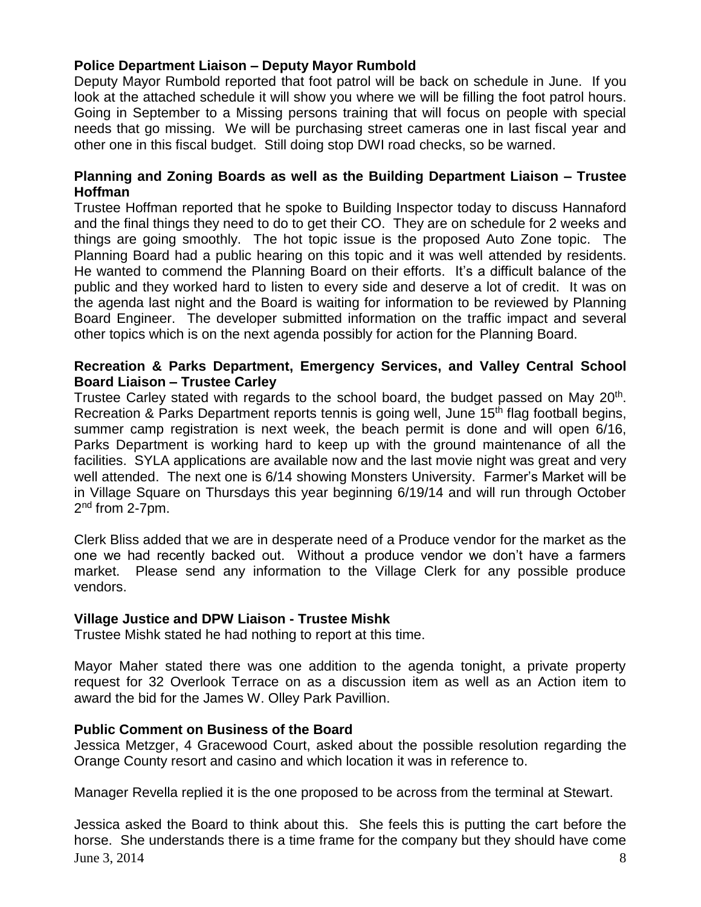**Police Department Liaison – Deputy Mayor Rumbold**

Deputy Mayor Rumbold reported that foot patrol will be back on schedule in June. If you look at the attached schedule it will show you where we will be filling the foot patrol hours. Going in September to a Missing persons training that will focus on people with special needs that go missing. We will be purchasing street cameras one in last fiscal year and other one in this fiscal budget. Still doing stop DWI road checks, so be warned.

**Planning and Zoning Boards as well as the Building Department Liaison – Trustee Hoffman**

Trustee Hoffman reported that he spoke to Building Inspector today to discuss Hannaford and the final things they need to do to get their CO. They are on schedule for 2 weeks and things are going smoothly. The hot topic issue is the proposed Auto Zone topic. The Planning Board had a public hearing on this topic and it was well attended by residents. He wanted to commend the Planning Board on their efforts. It's a difficult balance of the public and they worked hard to listen to every side and deserve a lot of credit. It was on the agenda last night and the Board is waiting for information to be reviewed by Planning Board Engineer. The developer submitted information on the traffic impact and several other topics which is on the next agenda possibly for action for the Planning Board.

**Recreation & Parks Department, Emergency Services, and Valley Central School Board Liaison – Trustee Carley**

Trustee Carley stated with regards to the school board, the budget passed on May 20th. Recreation & Parks Department reports tennis is going well, June 15th flag football begins, summer camp registration is next week, the beach permit is done and will open 6/16, Parks Department is working hard to keep up with the ground maintenance of all the facilities. SYLA applications are available now and the last movie night was great and very well attended. The next one is 6/14 showing Monsters University. Farmer's Market will be in Village Square on Thursdays this year beginning 6/19/14 and will run through October 2nd from 2-7pm.

Clerk Bliss added that we are in desperate need of a Produce vendor for the market as the one we had recently backed out. Without a produce vendor we don't have a farmers market. Please send any information to the Village Clerk for any possible produce vendors.

**Village Justice and DPW Liaison - Trustee Mishk**

Trustee Mishk stated he had nothing to report at this time.

Mayor Maher stated there was one addition to the agenda tonight, a private property request for 32 Overlook Terrace on as a discussion item as well as an Action item to award the bid for the James W. Olley Park Pavillion.

**Public Comment on Business of the Board**

Jessica Metzger, 4 Gracewood Court, asked about the possible resolution regarding the Orange County resort and casino and which location it was in reference to.

Manager Revella replied it is the one proposed to be across from the terminal at Stewart.

Jessica asked the Board to think about this. She feels this is putting the cart before the horse. She understands there is a time frame for the company but they should have come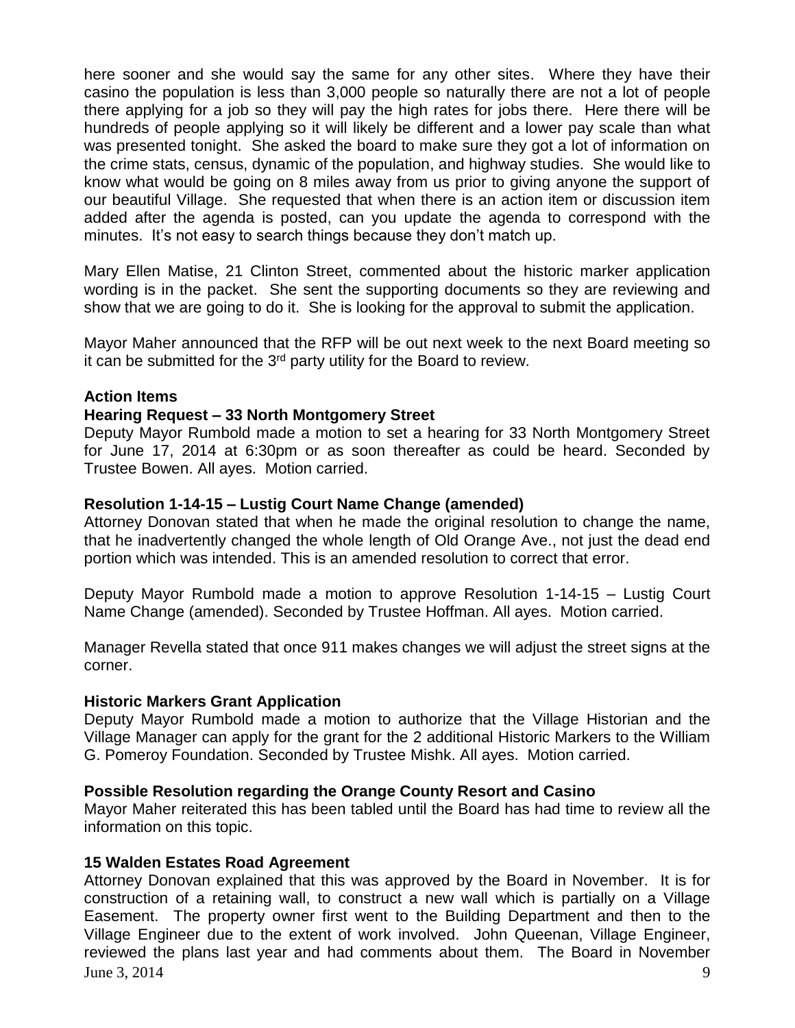here sooner and she would say the same for any other sites. Where they have their casino the population is less than 3,000 people so naturally there are not a lot of people there applying for a job so they will pay the high rates for jobs there. Here there will be hundreds of people applying so it will likely be different and a lower pay scale than what was presented tonight. She asked the board to make sure they got a lot of information on the crime stats, census, dynamic of the population, and highway studies. She would like to know what would be going on 8 miles away from us prior to giving anyone the support of our beautiful Village. She requested that when there is an action item or discussion item added after the agenda is posted, can you update the agenda to correspond with the minutes. It's not easy to search things because they don't match up.

Mary Ellen Matise, 21 Clinton Street, commented about the historic marker application wording is in the packet. She sent the supporting documents so they are reviewing and show that we are going to do it. She is looking for the approval to submit the application.

Mayor Maher announced that the RFP will be out next week to the next Board meeting so it can be submitted for the 3rd party utility for the Board to review.

**Action Items**

**Hearing Request – 33 North Montgomery Street**

Deputy Mayor Rumbold made a motion to set a hearing for 33 North Montgomery Street for June 17, 2014 at 6:30pm or as soon thereafter as could be heard. Seconded by Trustee Bowen. All ayes. Motion carried.

**Resolution 1-14-15 – Lustig Court Name Change (amended)**

Attorney Donovan stated that when he made the original resolution to change the name, that he inadvertently changed the whole length of Old Orange Ave., not just the dead end portion which was intended. This is an amended resolution to correct that error.

Deputy Mayor Rumbold made a motion to approve Resolution 1-14-15 – Lustig Court Name Change (amended). Seconded by Trustee Hoffman. All ayes. Motion carried.

Manager Revella stated that once 911 makes changes we will adjust the street signs at the corner.

**Historic Markers Grant Application**

Deputy Mayor Rumbold made a motion to authorize that the Village Historian and the Village Manager can apply for the grant for the 2 additional Historic Markers to the William G. Pomeroy Foundation. Seconded by Trustee Mishk. All ayes. Motion carried.

**Possible Resolution regarding the Orange County Resort and Casino**

Mayor Maher reiterated this has been tabled until the Board has had time to review all the information on this topic.

**15 Walden Estates Road Agreement**

Attorney Donovan explained that this was approved by the Board in November. It is for construction of a retaining wall, to construct a new wall which is partially on a Village Easement. The property owner first went to the Building Department and then to the Village Engineer due to the extent of work involved. John Queenan, Village Engineer, reviewed the plans last year and had comments about them. The Board in November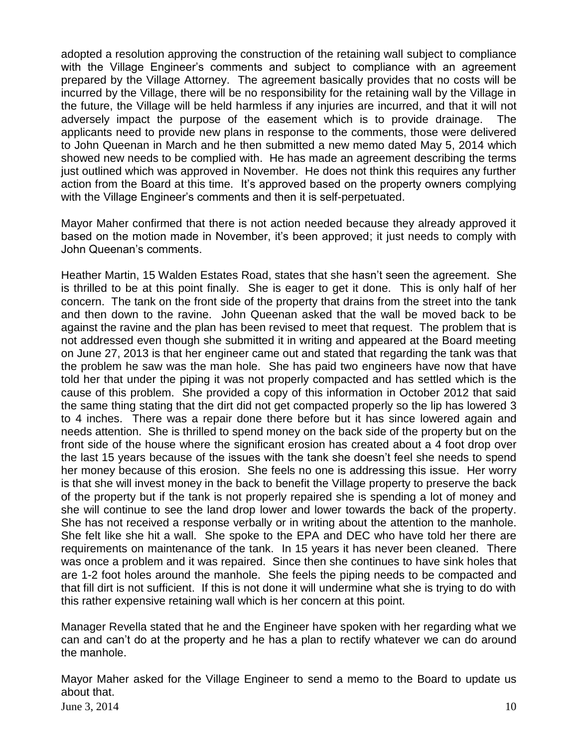adopted a resolution approving the construction of the retaining wall subject to compliance with the Village Engineer's comments and subject to compliance with an agreement prepared by the Village Attorney. The agreement basically provides that no costs will be incurred by the Village, there will be no responsibility for the retaining wall by the Village in the future, the Village will be held harmless if any injuries are incurred, and that it will not adversely impact the purpose of the easement which is to provide drainage. The applicants need to provide new plans in response to the comments, those were delivered to John Queenan in March and he then submitted a new memo dated May 5, 2014 which showed new needs to be complied with. He has made an agreement describing the terms just outlined which was approved in November. He does not think this requires any further action from the Board at this time. It's approved based on the property owners complying with the Village Engineer's comments and then it is self-perpetuated.

Mayor Maher confirmed that there is not action needed because they already approved it based on the motion made in November, it's been approved; it just needs to comply with John Queenan's comments.

Heather Martin, 15 Walden Estates Road, states that she hasn't seen the agreement. She is thrilled to be at this point finally. She is eager to get it done. This is only half of her concern. The tank on the front side of the property that drains from the street into the tank and then down to the ravine. John Queenan asked that the wall be moved back to be against the ravine and the plan has been revised to meet that request. The problem that is not addressed even though she submitted it in writing and appeared at the Board meeting on June 27, 2013 is that her engineer came out and stated that regarding the tank was that the problem he saw was the man hole. She has paid two engineers have now that have told her that under the piping it was not properly compacted and has settled which is the cause of this problem. She provided a copy of this information in October 2012 that said the same thing stating that the dirt did not get compacted properly so the lip has lowered 3 to 4 inches. There was a repair done there before but it has since lowered again and needs attention. She is thrilled to spend money on the back side of the property but on the front side of the house where the significant erosion has created about a 4 foot drop over the last 15 years because of the issues with the tank she doesn't feel she needs to spend her money because of this erosion. She feels no one is addressing this issue. Her worry is that she will invest money in the back to benefit the Village property to preserve the back of the property but if the tank is not properly repaired she is spending a lot of money and she will continue to see the land drop lower and lower towards the back of the property. She has not received a response verbally or in writing about the attention to the manhole. She felt like she hit a wall. She spoke to the EPA and DEC who have told her there are requirements on maintenance of the tank. In 15 years it has never been cleaned. There was once a problem and it was repaired. Since then she continues to have sink holes that are 1-2 foot holes around the manhole. She feels the piping needs to be compacted and that fill dirt is not sufficient. If this is not done it will undermine what she is trying to do with this rather expensive retaining wall which is her concern at this point.

Manager Revella stated that he and the Engineer have spoken with her regarding what we can and can't do at the property and he has a plan to rectify whatever we can do around the manhole.

Mayor Maher asked for the Village Engineer to send a memo to the Board to update us about that.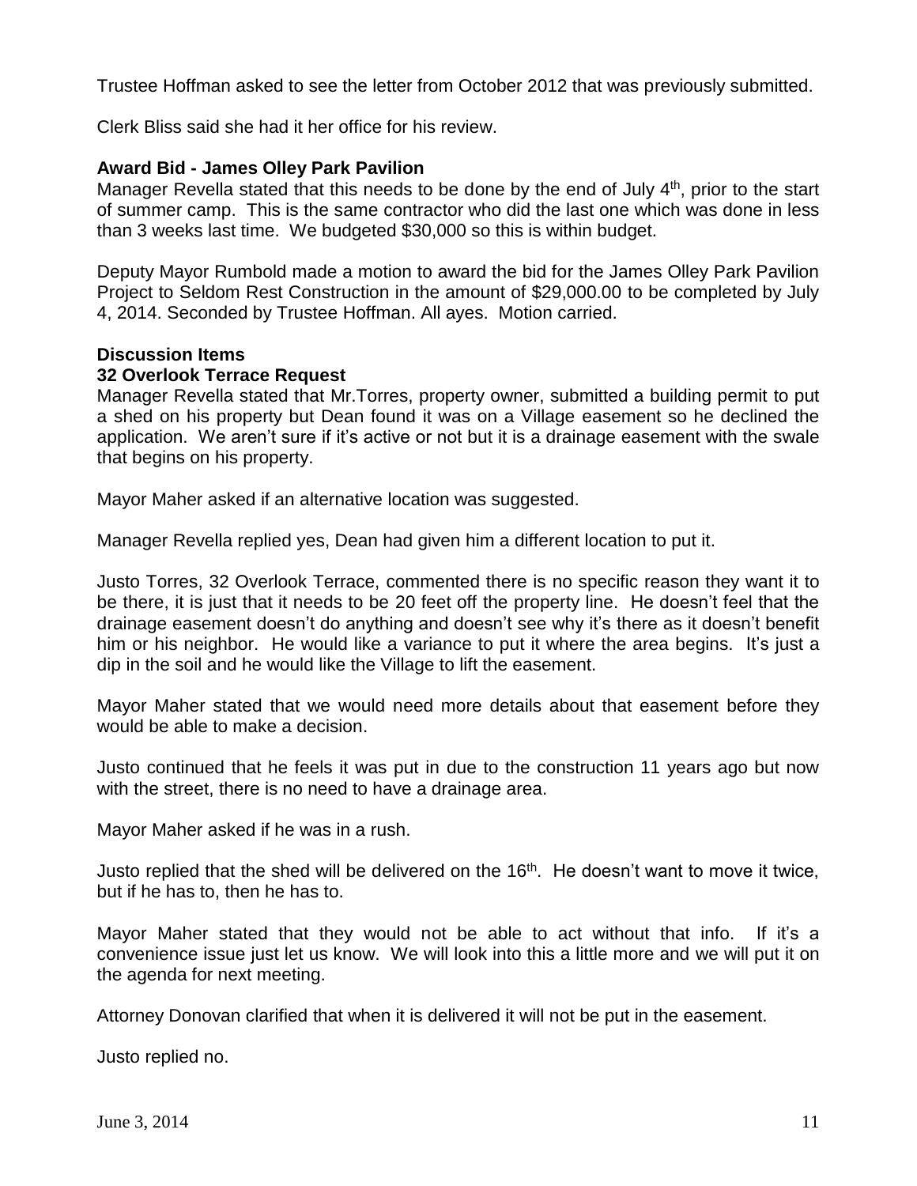Trustee Hoffman asked to see the letter from October 2012 that was previously submitted.

Clerk Bliss said she had it her office for his review.

**Award Bid - James Olley Park Pavilion**

Manager Revella stated that this needs to be done by the end of July 4th, prior to the start of summer camp. This is the same contractor who did the last one which was done in less than 3 weeks last time. We budgeted $30,000 so this is within budget.

Deputy Mayor Rumbold made a motion to award the bid for the James Olley Park Pavilion Project to Seldom Rest Construction in the amount of $29,000.00 to be completed by July 4, 2014. Seconded by Trustee Hoffman. All ayes. Motion carried.

**Discussion Items**

**32 Overlook Terrace Request**

Manager Revella stated that Mr.Torres, property owner, submitted a building permit to put a shed on his property but Dean found it was on a Village easement so he declined the application. We aren't sure if it's active or not but it is a drainage easement with the swale that begins on his property.

Mayor Maher asked if an alternative location was suggested.

Manager Revella replied yes, Dean had given him a different location to put it.

Justo Torres, 32 Overlook Terrace, commented there is no specific reason they want it to be there, it is just that it needs to be 20 feet off the property line. He doesn't feel that the drainage easement doesn't do anything and doesn't see why it's there as it doesn't benefit him or his neighbor. He would like a variance to put it where the area begins. It's just a dip in the soil and he would like the Village to lift the easement.

Mayor Maher stated that we would need more details about that easement before they would be able to make a decision.

Justo continued that he feels it was put in due to the construction 11 years ago but now with the street, there is no need to have a drainage area.

Mayor Maher asked if he was in a rush.

Justo replied that the shed will be delivered on the 16th. He doesn't want to move it twice, but if he has to, then he has to.

Mayor Maher stated that they would not be able to act without that info. If it's a convenience issue just let us know. We will look into this a little more and we will put it on the agenda for next meeting.

Attorney Donovan clarified that when it is delivered it will not be put in the easement.

Justo replied no.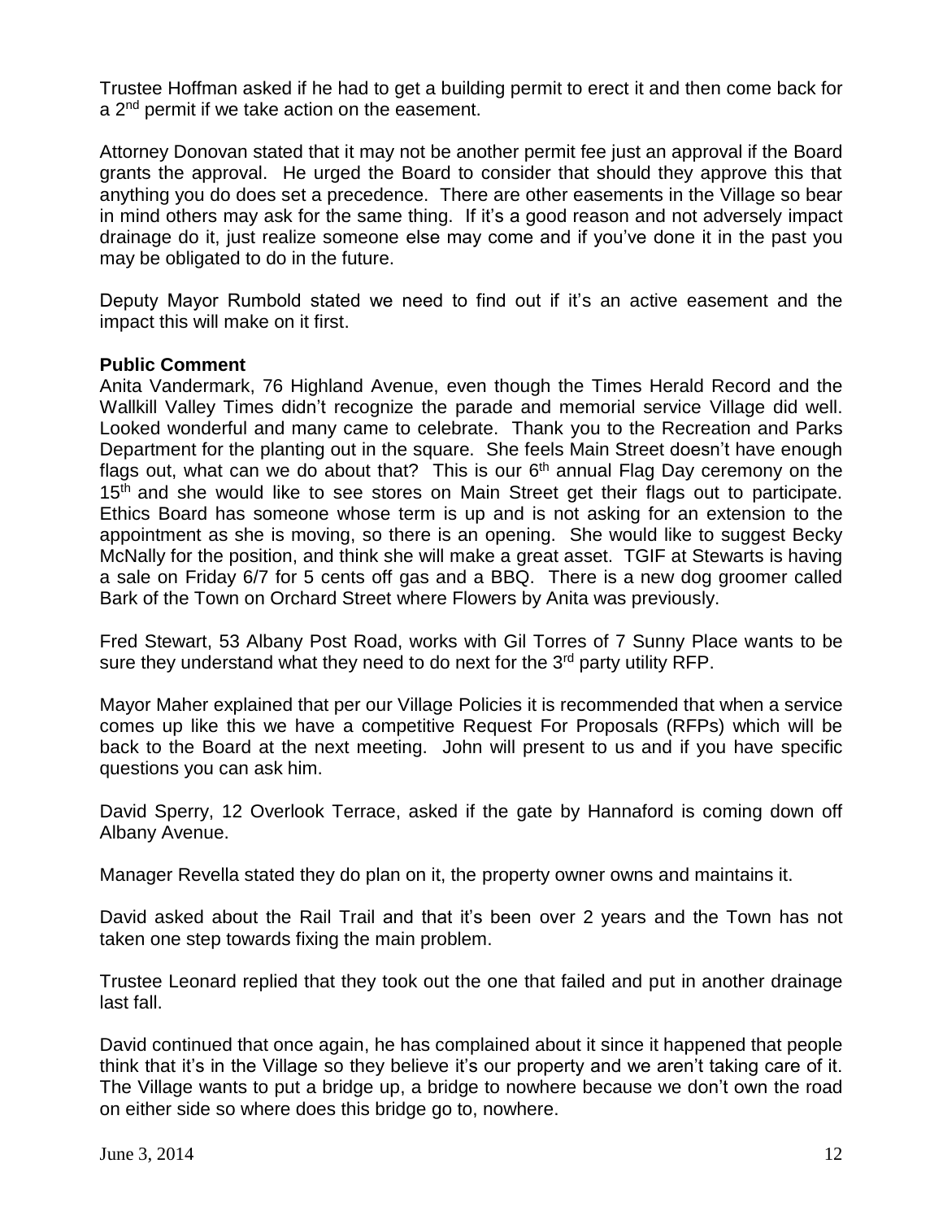Trustee Hoffman asked if he had to get a building permit to erect it and then come back for a 2nd permit if we take action on the easement.

Attorney Donovan stated that it may not be another permit fee just an approval if the Board grants the approval. He urged the Board to consider that should they approve this that anything you do does set a precedence. There are other easements in the Village so bear in mind others may ask for the same thing. If it's a good reason and not adversely impact drainage do it, just realize someone else may come and if you've done it in the past you may be obligated to do in the future.

Deputy Mayor Rumbold stated we need to find out if it's an active easement and the impact this will make on it first.

**Public Comment**

Anita Vandermark, 76 Highland Avenue, even though the Times Herald Record and the Wallkill Valley Times didn't recognize the parade and memorial service Village did well. Looked wonderful and many came to celebrate. Thank you to the Recreation and Parks Department for the planting out in the square. She feels Main Street doesn't have enough flags out, what can we do about that? This is our 6th annual Flag Day ceremony on the 15th and she would like to see stores on Main Street get their flags out to participate. Ethics Board has someone whose term is up and is not asking for an extension to the appointment as she is moving, so there is an opening. She would like to suggest Becky McNally for the position, and think she will make a great asset. TGIF at Stewarts is having a sale on Friday 6/7 for 5 cents off gas and a BBQ. There is a new dog groomer called Bark of the Town on Orchard Street where Flowers by Anita was previously.

Fred Stewart, 53 Albany Post Road, works with Gil Torres of 7 Sunny Place wants to be sure they understand what they need to do next for the 3rd party utility RFP.

Mayor Maher explained that per our Village Policies it is recommended that when a service comes up like this we have a competitive Request For Proposals (RFPs) which will be back to the Board at the next meeting. John will present to us and if you have specific questions you can ask him.

David Sperry, 12 Overlook Terrace, asked if the gate by Hannaford is coming down off Albany Avenue.

Manager Revella stated they do plan on it, the property owner owns and maintains it.

David asked about the Rail Trail and that it's been over 2 years and the Town has not taken one step towards fixing the main problem.

Trustee Leonard replied that they took out the one that failed and put in another drainage last fall.

David continued that once again, he has complained about it since it happened that people think that it's in the Village so they believe it's our property and we aren't taking care of it. The Village wants to put a bridge up, a bridge to nowhere because we don't own the road on either side so where does this bridge go to, nowhere.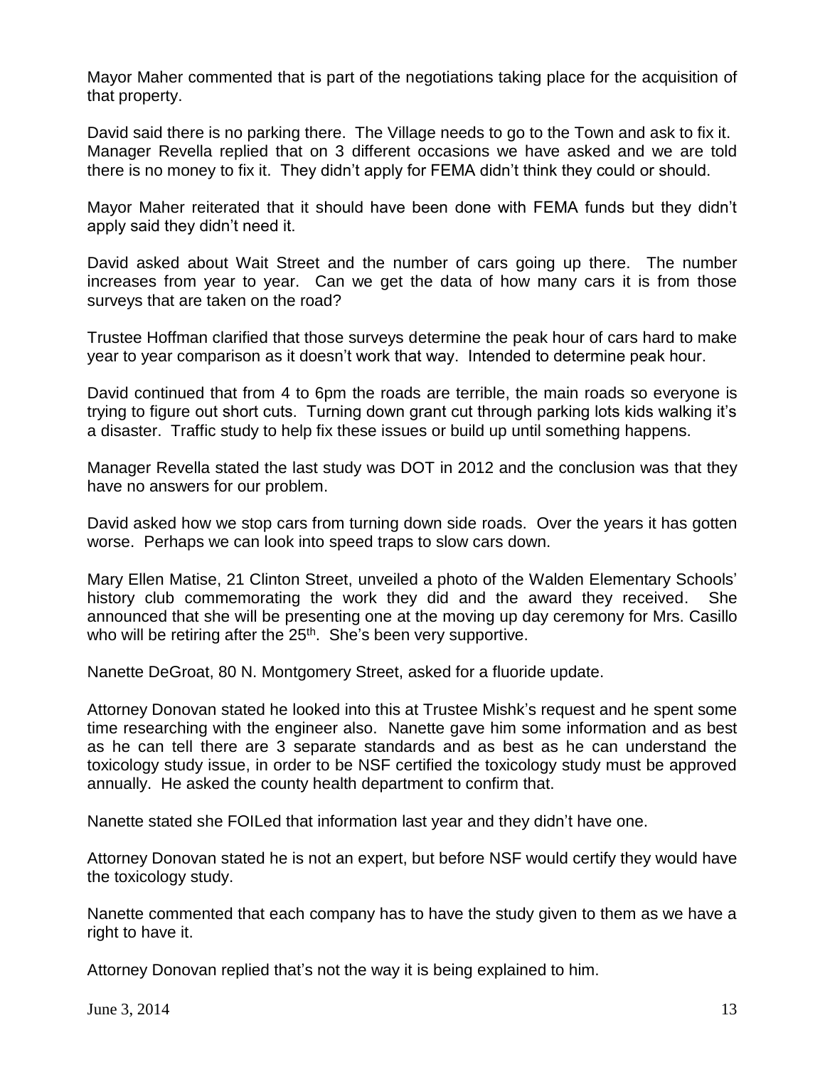Mayor Maher commented that is part of the negotiations taking place for the acquisition of that property.

David said there is no parking there. The Village needs to go to the Town and ask to fix it. Manager Revella replied that on 3 different occasions we have asked and we are told there is no money to fix it. They didn't apply for FEMA didn't think they could or should.

Mayor Maher reiterated that it should have been done with FEMA funds but they didn't apply said they didn't need it.

David asked about Wait Street and the number of cars going up there. The number increases from year to year. Can we get the data of how many cars it is from those surveys that are taken on the road?

Trustee Hoffman clarified that those surveys determine the peak hour of cars hard to make year to year comparison as it doesn't work that way. Intended to determine peak hour.

David continued that from 4 to 6pm the roads are terrible, the main roads so everyone is trying to figure out short cuts. Turning down grant cut through parking lots kids walking it's a disaster. Traffic study to help fix these issues or build up until something happens.

Manager Revella stated the last study was DOT in 2012 and the conclusion was that they have no answers for our problem.

David asked how we stop cars from turning down side roads. Over the years it has gotten worse. Perhaps we can look into speed traps to slow cars down.

Mary Ellen Matise, 21 Clinton Street, unveiled a photo of the Walden Elementary Schools' history club commemorating the work they did and the award they received. She announced that she will be presenting one at the moving up day ceremony for Mrs. Casillo who will be retiring after the 25th. She's been very supportive.

Nanette DeGroat, 80 N. Montgomery Street, asked for a fluoride update.

Attorney Donovan stated he looked into this at Trustee Mishk's request and he spent some time researching with the engineer also. Nanette gave him some information and as best as he can tell there are 3 separate standards and as best as he can understand the toxicology study issue, in order to be NSF certified the toxicology study must be approved annually. He asked the county health department to confirm that.

Nanette stated she FOILed that information last year and they didn't have one.

Attorney Donovan stated he is not an expert, but before NSF would certify they would have the toxicology study.

Nanette commented that each company has to have the study given to them as we have a right to have it.

Attorney Donovan replied that's not the way it is being explained to him.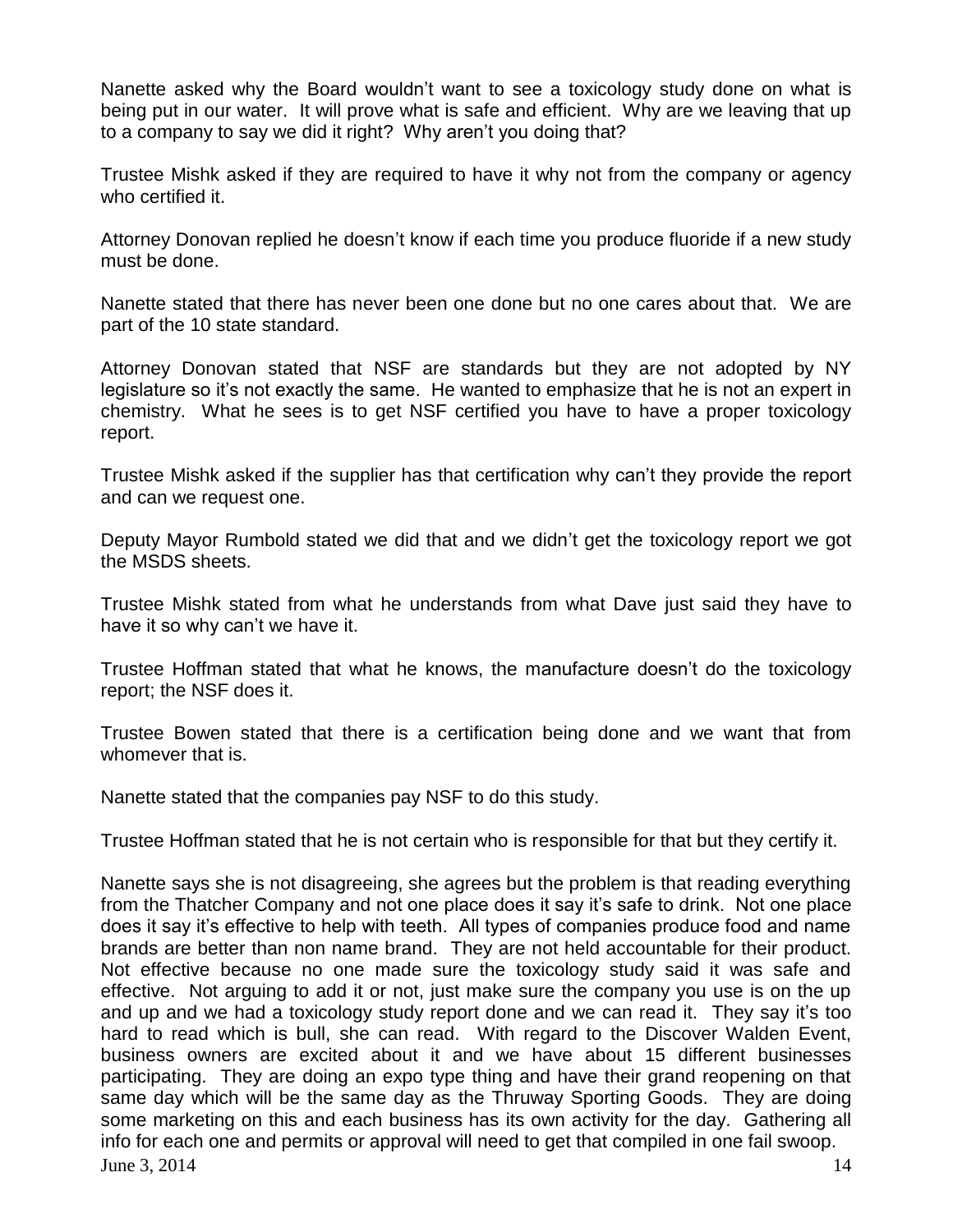Nanette asked why the Board wouldn't want to see a toxicology study done on what is being put in our water. It will prove what is safe and efficient. Why are we leaving that up to a company to say we did it right? Why aren't you doing that?

Trustee Mishk asked if they are required to have it why not from the company or agency who certified it.

Attorney Donovan replied he doesn't know if each time you produce fluoride if a new study must be done.

Nanette stated that there has never been one done but no one cares about that. We are part of the 10 state standard.

Attorney Donovan stated that NSF are standards but they are not adopted by NY legislature so it's not exactly the same. He wanted to emphasize that he is not an expert in chemistry. What he sees is to get NSF certified you have to have a proper toxicology report.

Trustee Mishk asked if the supplier has that certification why can't they provide the report and can we request one.

Deputy Mayor Rumbold stated we did that and we didn't get the toxicology report we got the MSDS sheets.

Trustee Mishk stated from what he understands from what Dave just said they have to have it so why can't we have it.

Trustee Hoffman stated that what he knows, the manufacture doesn't do the toxicology report; the NSF does it.

Trustee Bowen stated that there is a certification being done and we want that from whomever that is.

Nanette stated that the companies pay NSF to do this study.

Trustee Hoffman stated that he is not certain who is responsible for that but they certify it.

Nanette says she is not disagreeing, she agrees but the problem is that reading everything from the Thatcher Company and not one place does it say it's safe to drink. Not one place does it say it's effective to help with teeth. All types of companies produce food and name brands are better than non name brand. They are not held accountable for their product. Not effective because no one made sure the toxicology study said it was safe and effective. Not arguing to add it or not, just make sure the company you use is on the up and up and we had a toxicology study report done and we can read it. They say it's too hard to read which is bull, she can read. With regard to the Discover Walden Event, business owners are excited about it and we have about 15 different businesses participating. They are doing an expo type thing and have their grand reopening on that same day which will be the same day as the Thruway Sporting Goods. They are doing some marketing on this and each business has its own activity for the day. Gathering all info for each one and permits or approval will need to get that compiled in one fail swoop.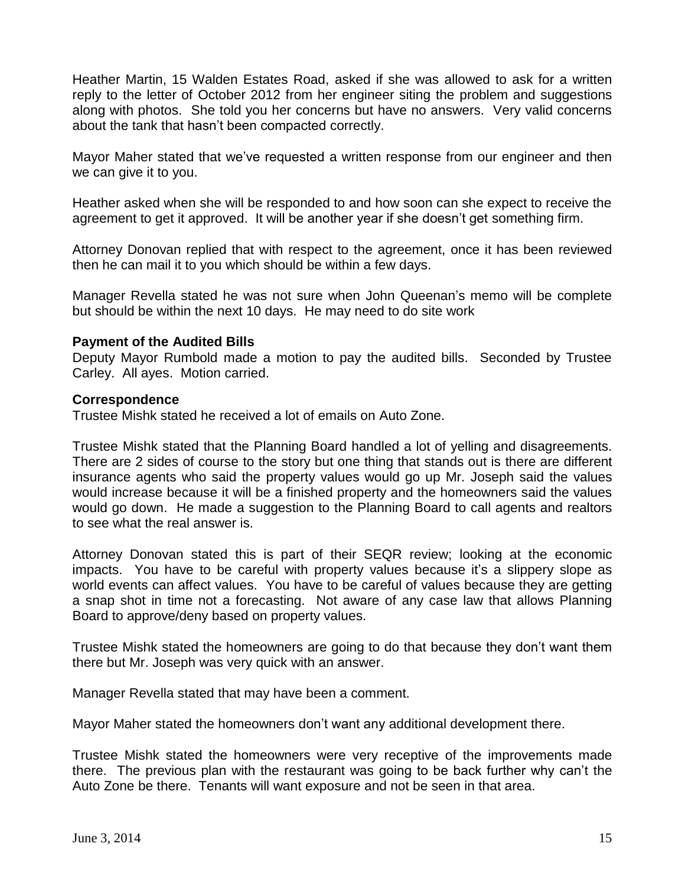Heather Martin, 15 Walden Estates Road, asked if she was allowed to ask for a written reply to the letter of October 2012 from her engineer siting the problem and suggestions along with photos. She told you her concerns but have no answers. Very valid concerns about the tank that hasn't been compacted correctly.

Mayor Maher stated that we've requested a written response from our engineer and then we can give it to you.

Heather asked when she will be responded to and how soon can she expect to receive the agreement to get it approved. It will be another year if she doesn't get something firm.

Attorney Donovan replied that with respect to the agreement, once it has been reviewed then he can mail it to you which should be within a few days.

Manager Revella stated he was not sure when John Queenan's memo will be complete but should be within the next 10 days. He may need to do site work

**Payment of the Audited Bills**
Deputy Mayor Rumbold made a motion to pay the audited bills. Seconded by Trustee Carley. All ayes. Motion carried.

**Correspondence**
Trustee Mishk stated he received a lot of emails on Auto Zone.

Trustee Mishk stated that the Planning Board handled a lot of yelling and disagreements. There are 2 sides of course to the story but one thing that stands out is there are different insurance agents who said the property values would go up Mr. Joseph said the values would increase because it will be a finished property and the homeowners said the values would go down. He made a suggestion to the Planning Board to call agents and realtors to see what the real answer is.

Attorney Donovan stated this is part of their SEQR review; looking at the economic impacts. You have to be careful with property values because it's a slippery slope as world events can affect values. You have to be careful of values because they are getting a snap shot in time not a forecasting. Not aware of any case law that allows Planning Board to approve/deny based on property values.

Trustee Mishk stated the homeowners are going to do that because they don't want them there but Mr. Joseph was very quick with an answer.

Manager Revella stated that may have been a comment.

Mayor Maher stated the homeowners don't want any additional development there.

Trustee Mishk stated the homeowners were very receptive of the improvements made there. The previous plan with the restaurant was going to be back further why can't the Auto Zone be there. Tenants will want exposure and not be seen in that area.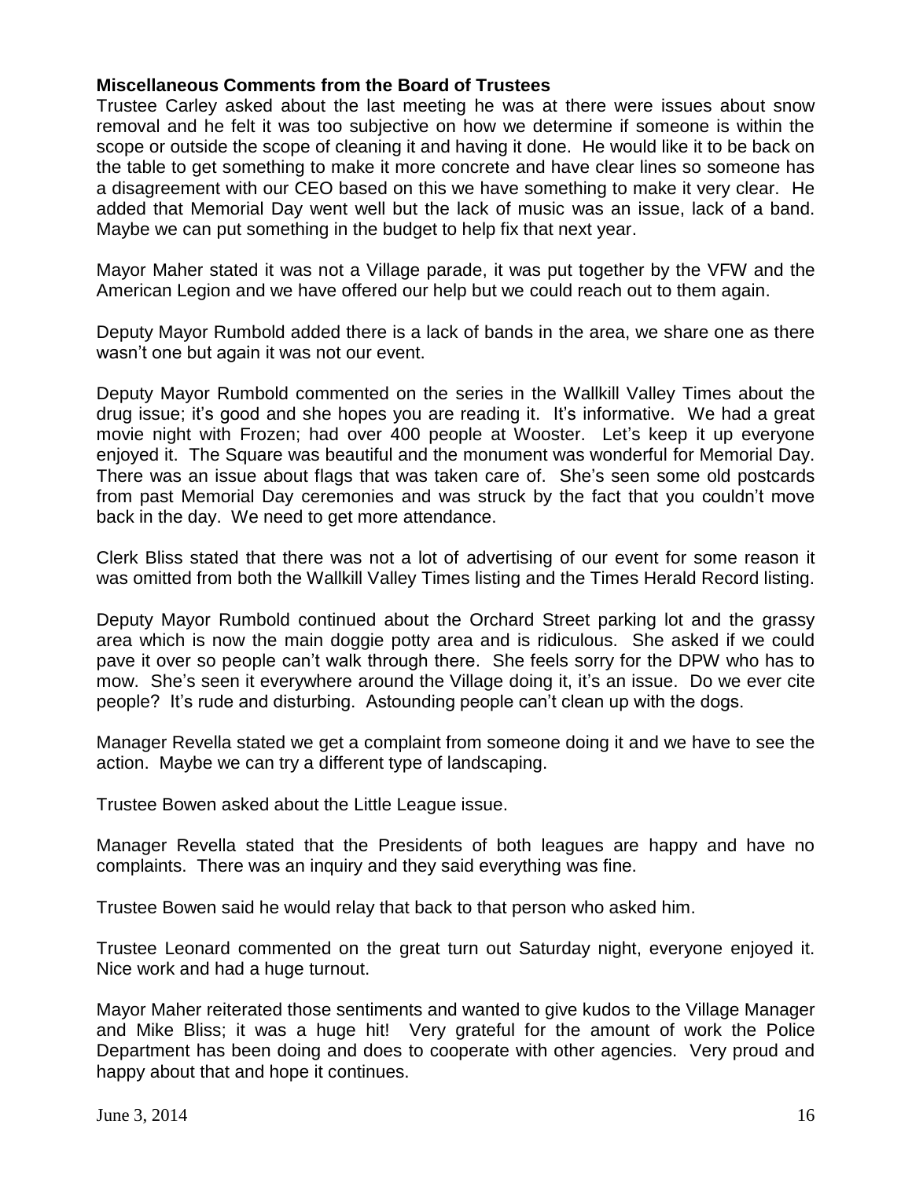**Miscellaneous Comments from the Board of Trustees**

Trustee Carley asked about the last meeting he was at there were issues about snow removal and he felt it was too subjective on how we determine if someone is within the scope or outside the scope of cleaning it and having it done. He would like it to be back on the table to get something to make it more concrete and have clear lines so someone has a disagreement with our CEO based on this we have something to make it very clear. He added that Memorial Day went well but the lack of music was an issue, lack of a band. Maybe we can put something in the budget to help fix that next year.

Mayor Maher stated it was not a Village parade, it was put together by the VFW and the American Legion and we have offered our help but we could reach out to them again.

Deputy Mayor Rumbold added there is a lack of bands in the area, we share one as there wasn't one but again it was not our event.

Deputy Mayor Rumbold commented on the series in the Wallkill Valley Times about the drug issue; it's good and she hopes you are reading it. It's informative. We had a great movie night with Frozen; had over 400 people at Wooster. Let's keep it up everyone enjoyed it. The Square was beautiful and the monument was wonderful for Memorial Day. There was an issue about flags that was taken care of. She's seen some old postcards from past Memorial Day ceremonies and was struck by the fact that you couldn't move back in the day. We need to get more attendance.

Clerk Bliss stated that there was not a lot of advertising of our event for some reason it was omitted from both the Wallkill Valley Times listing and the Times Herald Record listing.

Deputy Mayor Rumbold continued about the Orchard Street parking lot and the grassy area which is now the main doggie potty area and is ridiculous. She asked if we could pave it over so people can't walk through there. She feels sorry for the DPW who has to mow. She's seen it everywhere around the Village doing it, it's an issue. Do we ever cite people? It's rude and disturbing. Astounding people can't clean up with the dogs.

Manager Revella stated we get a complaint from someone doing it and we have to see the action. Maybe we can try a different type of landscaping.

Trustee Bowen asked about the Little League issue.

Manager Revella stated that the Presidents of both leagues are happy and have no complaints. There was an inquiry and they said everything was fine.

Trustee Bowen said he would relay that back to that person who asked him.

Trustee Leonard commented on the great turn out Saturday night, everyone enjoyed it. Nice work and had a huge turnout.

Mayor Maher reiterated those sentiments and wanted to give kudos to the Village Manager and Mike Bliss; it was a huge hit! Very grateful for the amount of work the Police Department has been doing and does to cooperate with other agencies. Very proud and happy about that and hope it continues.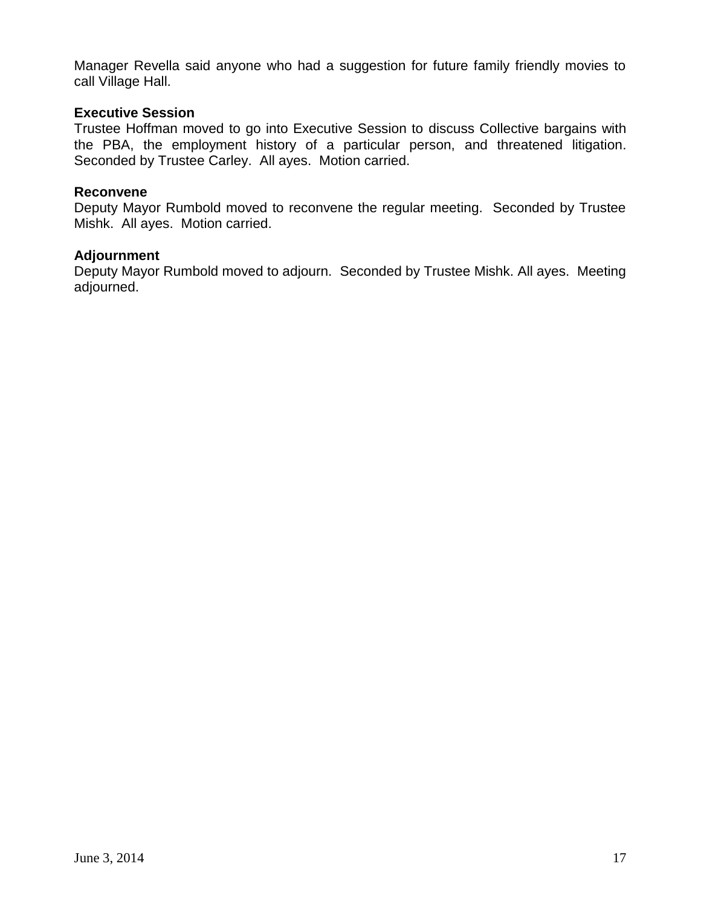Manager Revella said anyone who had a suggestion for future family friendly movies to call Village Hall.

**Executive Session**

Trustee Hoffman moved to go into Executive Session to discuss Collective bargains with the PBA, the employment history of a particular person, and threatened litigation. Seconded by Trustee Carley. All ayes. Motion carried.

**Reconvene**

Deputy Mayor Rumbold moved to reconvene the regular meeting. Seconded by Trustee Mishk. All ayes. Motion carried.

**Adjournment**

Deputy Mayor Rumbold moved to adjourn. Seconded by Trustee Mishk. All ayes. Meeting adjourned.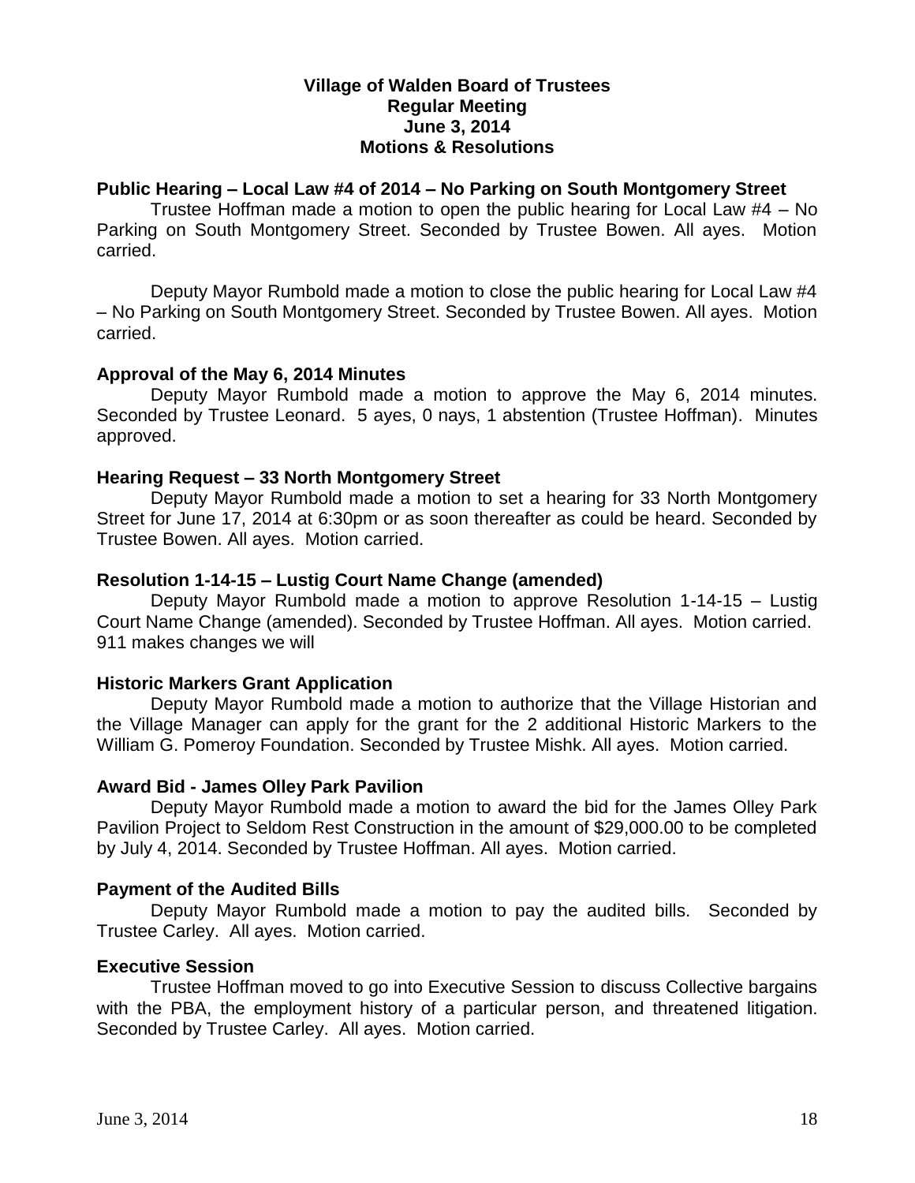**Village of Walden Board of Trustees**
**Regular Meeting**
**June 3, 2014**
**Motions & Resolutions**

**Public Hearing – Local Law #4 of 2014 – No Parking on South Montgomery Street**

Trustee Hoffman made a motion to open the public hearing for Local Law #4 – No Parking on South Montgomery Street. Seconded by Trustee Bowen. All ayes. Motion carried.

Deputy Mayor Rumbold made a motion to close the public hearing for Local Law #4 – No Parking on South Montgomery Street. Seconded by Trustee Bowen. All ayes. Motion carried.

**Approval of the May 6, 2014 Minutes**

Deputy Mayor Rumbold made a motion to approve the May 6, 2014 minutes. Seconded by Trustee Leonard. 5 ayes, 0 nays, 1 abstention (Trustee Hoffman). Minutes approved.

**Hearing Request – 33 North Montgomery Street**

Deputy Mayor Rumbold made a motion to set a hearing for 33 North Montgomery Street for June 17, 2014 at 6:30pm or as soon thereafter as could be heard. Seconded by Trustee Bowen. All ayes. Motion carried.

**Resolution 1-14-15 – Lustig Court Name Change (amended)**

Deputy Mayor Rumbold made a motion to approve Resolution 1-14-15 – Lustig Court Name Change (amended). Seconded by Trustee Hoffman. All ayes. Motion carried. 911 makes changes we will

**Historic Markers Grant Application**

Deputy Mayor Rumbold made a motion to authorize that the Village Historian and the Village Manager can apply for the grant for the 2 additional Historic Markers to the William G. Pomeroy Foundation. Seconded by Trustee Mishk. All ayes. Motion carried.

**Award Bid - James Olley Park Pavilion**

Deputy Mayor Rumbold made a motion to award the bid for the James Olley Park Pavilion Project to Seldom Rest Construction in the amount of $29,000.00 to be completed by July 4, 2014. Seconded by Trustee Hoffman. All ayes. Motion carried.

**Payment of the Audited Bills**

Deputy Mayor Rumbold made a motion to pay the audited bills. Seconded by Trustee Carley. All ayes. Motion carried.

**Executive Session**

Trustee Hoffman moved to go into Executive Session to discuss Collective bargains with the PBA, the employment history of a particular person, and threatened litigation. Seconded by Trustee Carley. All ayes. Motion carried.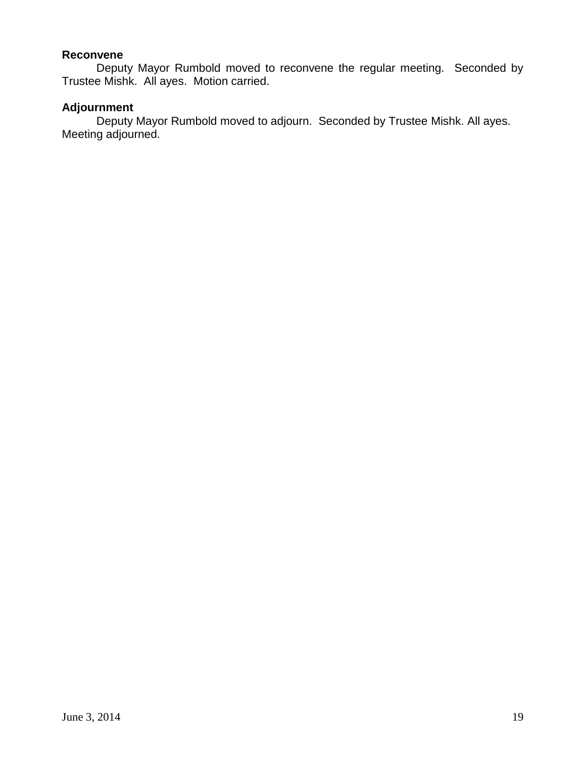**Reconvene**

Deputy Mayor Rumbold moved to reconvene the regular meeting. Seconded by Trustee Mishk. All ayes. Motion carried.

**Adjournment**

Deputy Mayor Rumbold moved to adjourn. Seconded by Trustee Mishk. All ayes. Meeting adjourned.